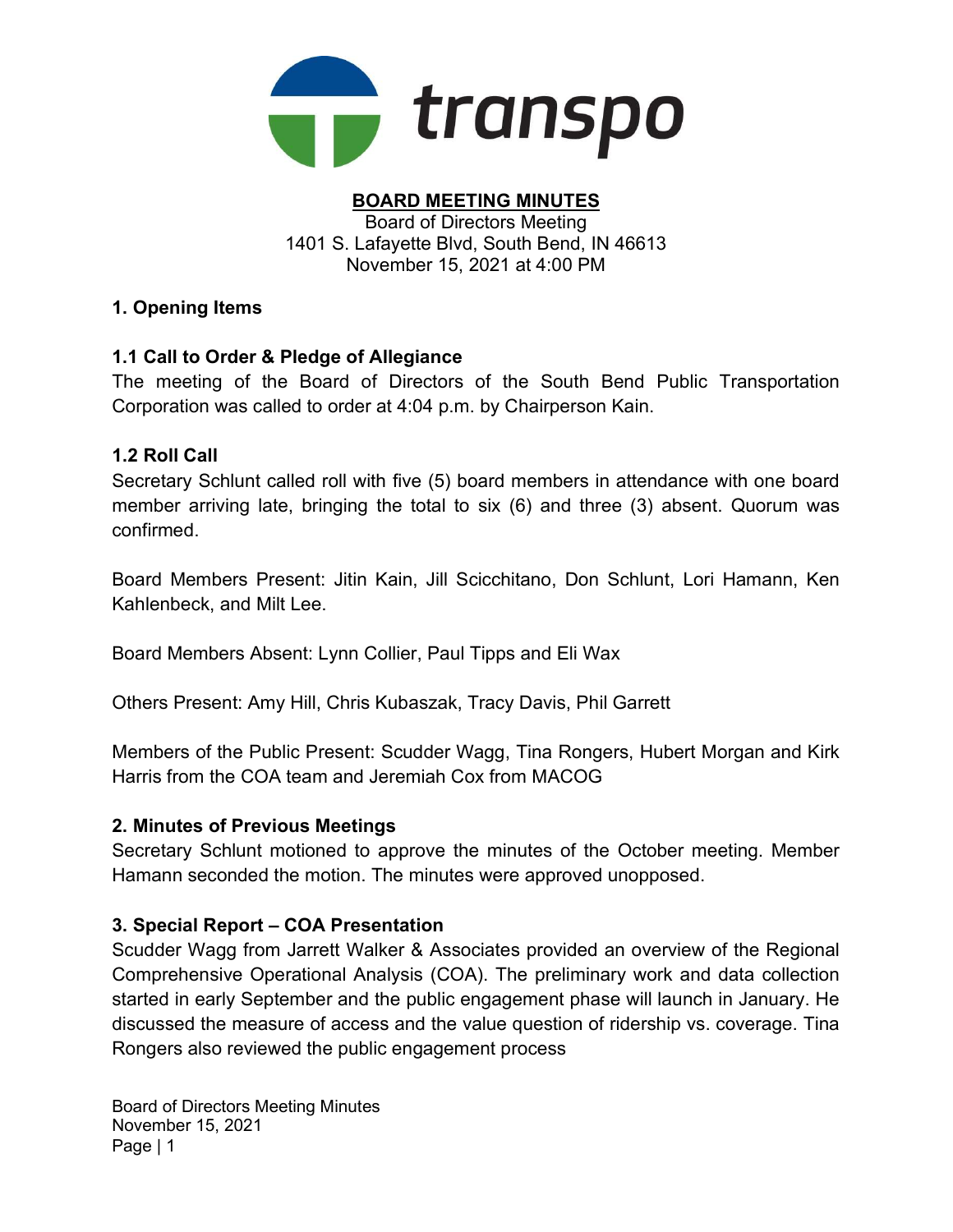transpo

**BOARD MEETING MINUTES**

Board of Directors Meeting
1401 S. Lafayette Blvd, South Bend, IN 46613
November 15, 2021 at 4:00 PM

## 1. Opening Items

### 1.1 Call to Order & Pledge of Allegiance

The meeting of the Board of Directors of the South Bend Public Transportation Corporation was called to order at 4:04 p.m. by Chairperson Kain.

### 1.2 Roll Call

Secretary Schlunt called roll with five (5) board members in attendance with one board member arriving late, bringing the total to six (6) and three (3) absent. Quorum was confirmed.

Board Members Present: Jitin Kain, Jill Scicchitano, Don Schlunt, Lori Hamann, Ken Kahlenbeck, and Milt Lee.

Board Members Absent: Lynn Collier, Paul Tipps and Eli Wax

Others Present: Amy Hill, Chris Kubaszak, Tracy Davis, Phil Garrett

Members of the Public Present: Scudder Wagg, Tina Rongers, Hubert Morgan and Kirk Harris from the COA team and Jeremiah Cox from MACOG

## 2. Minutes of Previous Meetings

Secretary Schlunt motioned to approve the minutes of the October meeting. Member Hamann seconded the motion. The minutes were approved unopposed.

## 3. Special Report – COA Presentation

Scudder Wagg from Jarrett Walker & Associates provided an overview of the Regional Comprehensive Operational Analysis (COA). The preliminary work and data collection started in early September and the public engagement phase will launch in January. He discussed the measure of access and the value question of ridership vs. coverage. Tina Rongers also reviewed the public engagement process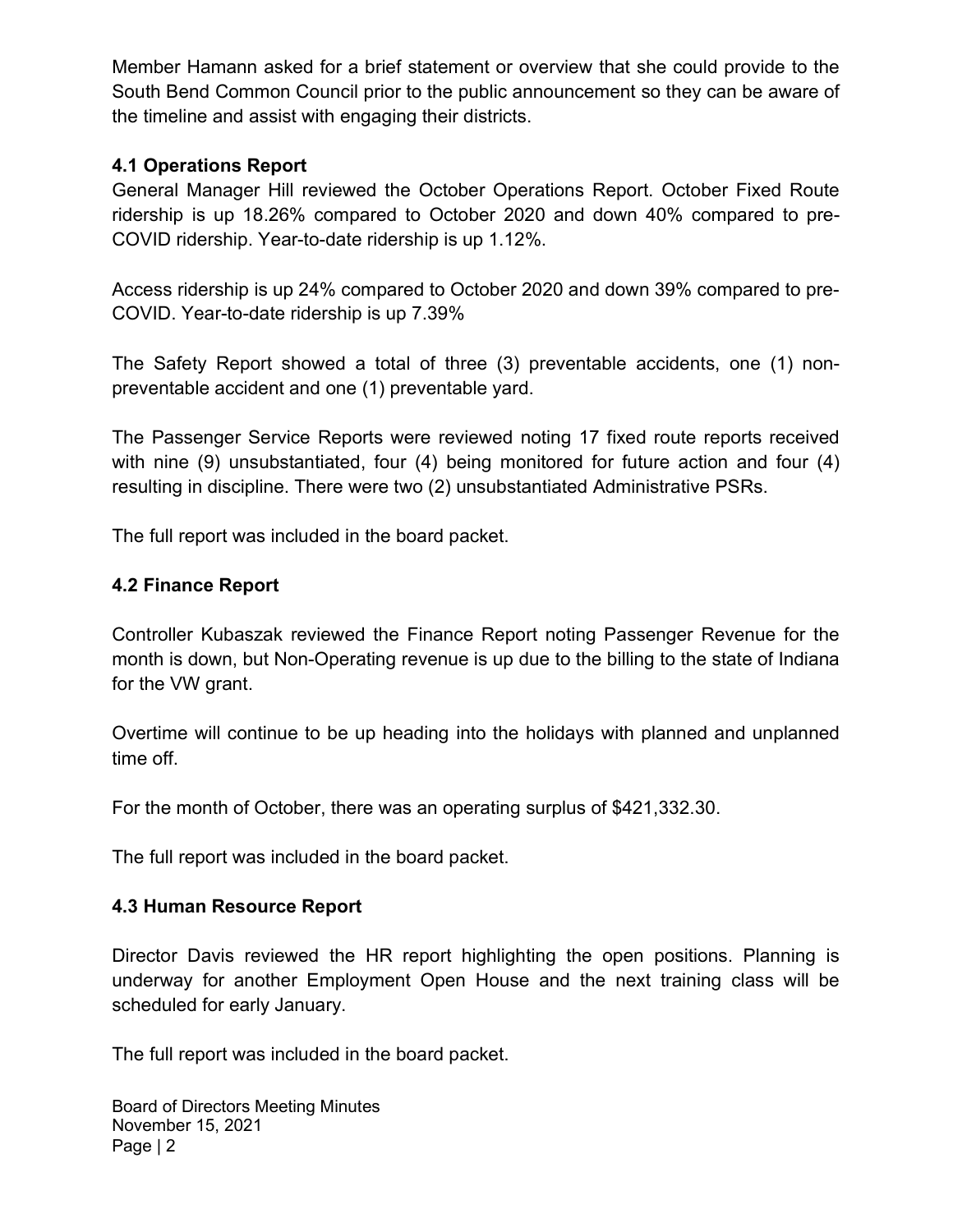Member Hamann asked for a brief statement or overview that she could provide to the South Bend Common Council prior to the public announcement so they can be aware of the timeline and assist with engaging their districts.

### 4.1 Operations Report

General Manager Hill reviewed the October Operations Report. October Fixed Route ridership is up 18.26% compared to October 2020 and down 40% compared to pre-COVID ridership. Year-to-date ridership is up 1.12%.

Access ridership is up 24% compared to October 2020 and down 39% compared to pre-COVID. Year-to-date ridership is up 7.39%

The Safety Report showed a total of three (3) preventable accidents, one (1) non-preventable accident and one (1) preventable yard.

The Passenger Service Reports were reviewed noting 17 fixed route reports received with nine (9) unsubstantiated, four (4) being monitored for future action and four (4) resulting in discipline. There were two (2) unsubstantiated Administrative PSRs.

The full report was included in the board packet.

### 4.2 Finance Report

Controller Kubaszak reviewed the Finance Report noting Passenger Revenue for the month is down, but Non-Operating revenue is up due to the billing to the state of Indiana for the VW grant.

Overtime will continue to be up heading into the holidays with planned and unplanned time off.

For the month of October, there was an operating surplus of $421,332.30.

The full report was included in the board packet.

### 4.3 Human Resource Report

Director Davis reviewed the HR report highlighting the open positions. Planning is underway for another Employment Open House and the next training class will be scheduled for early January.

The full report was included in the board packet.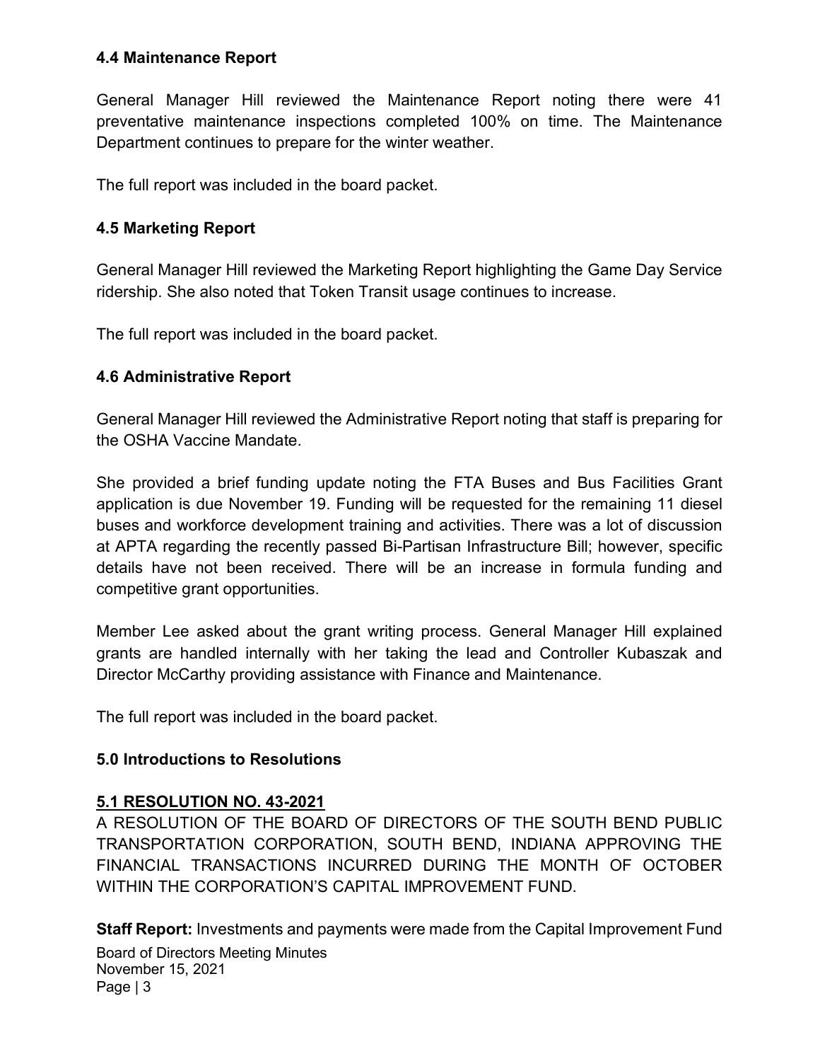### 4.4 Maintenance Report

General Manager Hill reviewed the Maintenance Report noting there were 41 preventative maintenance inspections completed 100% on time. The Maintenance Department continues to prepare for the winter weather.

The full report was included in the board packet.

### 4.5 Marketing Report

General Manager Hill reviewed the Marketing Report highlighting the Game Day Service ridership. She also noted that Token Transit usage continues to increase.

The full report was included in the board packet.

### 4.6 Administrative Report

General Manager Hill reviewed the Administrative Report noting that staff is preparing for the OSHA Vaccine Mandate.

She provided a brief funding update noting the FTA Buses and Bus Facilities Grant application is due November 19. Funding will be requested for the remaining 11 diesel buses and workforce development training and activities. There was a lot of discussion at APTA regarding the recently passed Bi-Partisan Infrastructure Bill; however, specific details have not been received. There will be an increase in formula funding and competitive grant opportunities.

Member Lee asked about the grant writing process. General Manager Hill explained grants are handled internally with her taking the lead and Controller Kubaszak and Director McCarthy providing assistance with Finance and Maintenance.

The full report was included in the board packet.

### 5.0 Introductions to Resolutions

### 5.1 RESOLUTION NO. 43-2021

A RESOLUTION OF THE BOARD OF DIRECTORS OF THE SOUTH BEND PUBLIC TRANSPORTATION CORPORATION, SOUTH BEND, INDIANA APPROVING THE FINANCIAL TRANSACTIONS INCURRED DURING THE MONTH OF OCTOBER WITHIN THE CORPORATION'S CAPITAL IMPROVEMENT FUND.

**Staff Report:** Investments and payments were made from the Capital Improvement Fund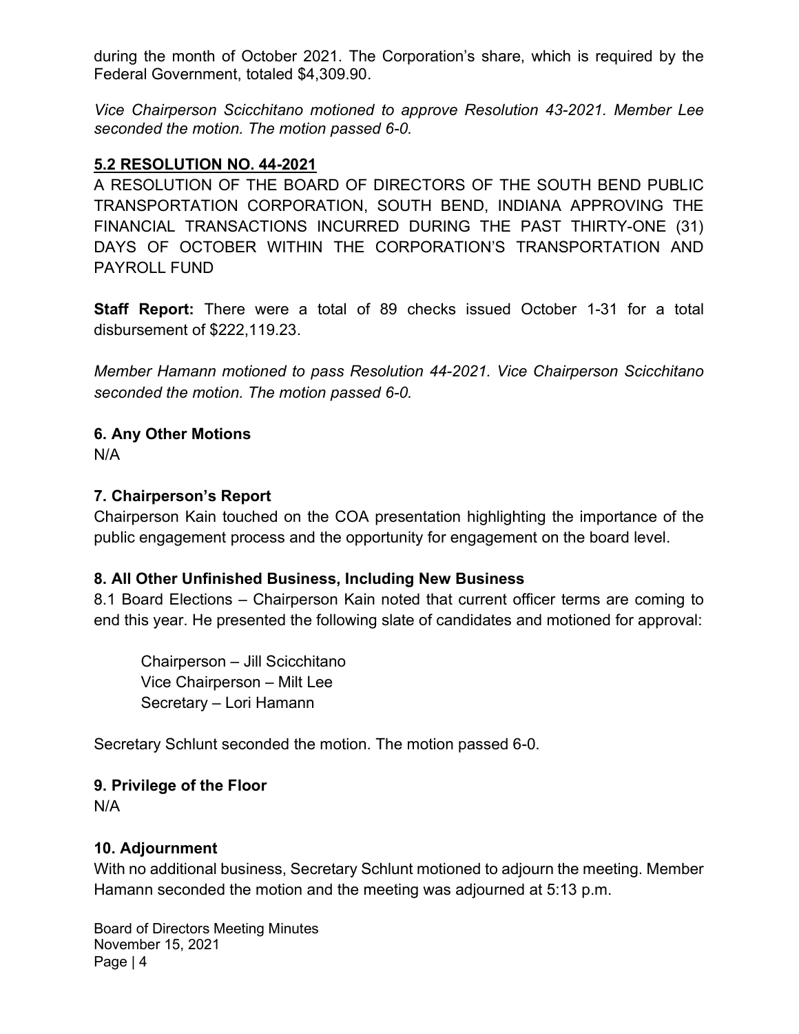during the month of October 2021. The Corporation's share, which is required by the Federal Government, totaled $4,309.90.

*Vice Chairperson Scicchitano motioned to approve Resolution 43-2021. Member Lee seconded the motion. The motion passed 6-0.*

### 5.2 RESOLUTION NO. 44-2021

A RESOLUTION OF THE BOARD OF DIRECTORS OF THE SOUTH BEND PUBLIC TRANSPORTATION CORPORATION, SOUTH BEND, INDIANA APPROVING THE FINANCIAL TRANSACTIONS INCURRED DURING THE PAST THIRTY-ONE (31) DAYS OF OCTOBER WITHIN THE CORPORATION'S TRANSPORTATION AND PAYROLL FUND

**Staff Report:** There were a total of 89 checks issued October 1-31 for a total disbursement of $222,119.23.

*Member Hamann motioned to pass Resolution 44-2021. Vice Chairperson Scicchitano seconded the motion. The motion passed 6-0.*

### 6. Any Other Motions

N/A

### 7. Chairperson's Report

Chairperson Kain touched on the COA presentation highlighting the importance of the public engagement process and the opportunity for engagement on the board level.

### 8. All Other Unfinished Business, Including New Business

8.1 Board Elections – Chairperson Kain noted that current officer terms are coming to end this year. He presented the following slate of candidates and motioned for approval:

Chairperson – Jill Scicchitano
Vice Chairperson – Milt Lee
Secretary – Lori Hamann

Secretary Schlunt seconded the motion. The motion passed 6-0.

### 9. Privilege of the Floor

N/A

### 10. Adjournment

With no additional business, Secretary Schlunt motioned to adjourn the meeting. Member Hamann seconded the motion and the meeting was adjourned at 5:13 p.m.